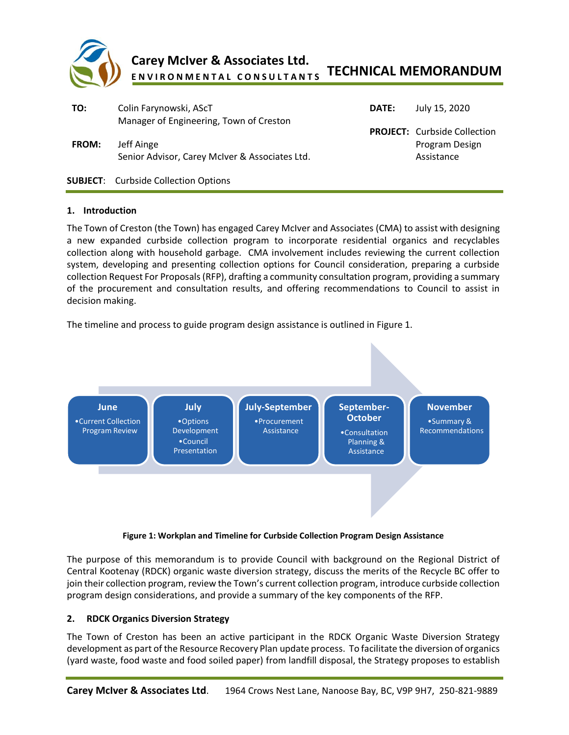**Carey McIver & Associates Ltd.**
ENVIRONMENTAL CONSULTANTS

# TECHNICAL MEMORANDUM

| | | | |
|---|---|---|---|
| **TO:** | Colin Farynowski, AScT<br>Manager of Engineering, Town of Creston | **DATE:** | July 15, 2020 |
| **FROM:** | Jeff Ainge<br>Senior Advisor, Carey McIver & Associates Ltd. | **PROJECT:** | Curbside Collection Program Design Assistance |

**SUBJECT**: Curbside Collection Options

## 1. Introduction

The Town of Creston (the Town) has engaged Carey McIver and Associates (CMA) to assist with designing a new expanded curbside collection program to incorporate residential organics and recyclables collection along with household garbage. CMA involvement includes reviewing the current collection system, developing and presenting collection options for Council consideration, preparing a curbside collection Request For Proposals (RFP), drafting a community consultation program, providing a summary of the procurement and consultation results, and offering recommendations to Council to assist in decision making.

The timeline and process to guide program design assistance is outlined in Figure 1.

| June | July | July-September | September-October | November |
|---|---|---|---|---|
| •Current Collection Program Review | •Options Development<br>•Council Presentation | •Procurement Assistance | •Consultation Planning & Assistance | •Summary & Recommendations |

**Figure 1: Workplan and Timeline for Curbside Collection Program Design Assistance**

The purpose of this memorandum is to provide Council with background on the Regional District of Central Kootenay (RDCK) organic waste diversion strategy, discuss the merits of the Recycle BC offer to join their collection program, review the Town's current collection program, introduce curbside collection program design considerations, and provide a summary of the key components of the RFP.

## 2. RDCK Organics Diversion Strategy

The Town of Creston has been an active participant in the RDCK Organic Waste Diversion Strategy development as part of the Resource Recovery Plan update process. To facilitate the diversion of organics (yard waste, food waste and food soiled paper) from landfill disposal, the Strategy proposes to establish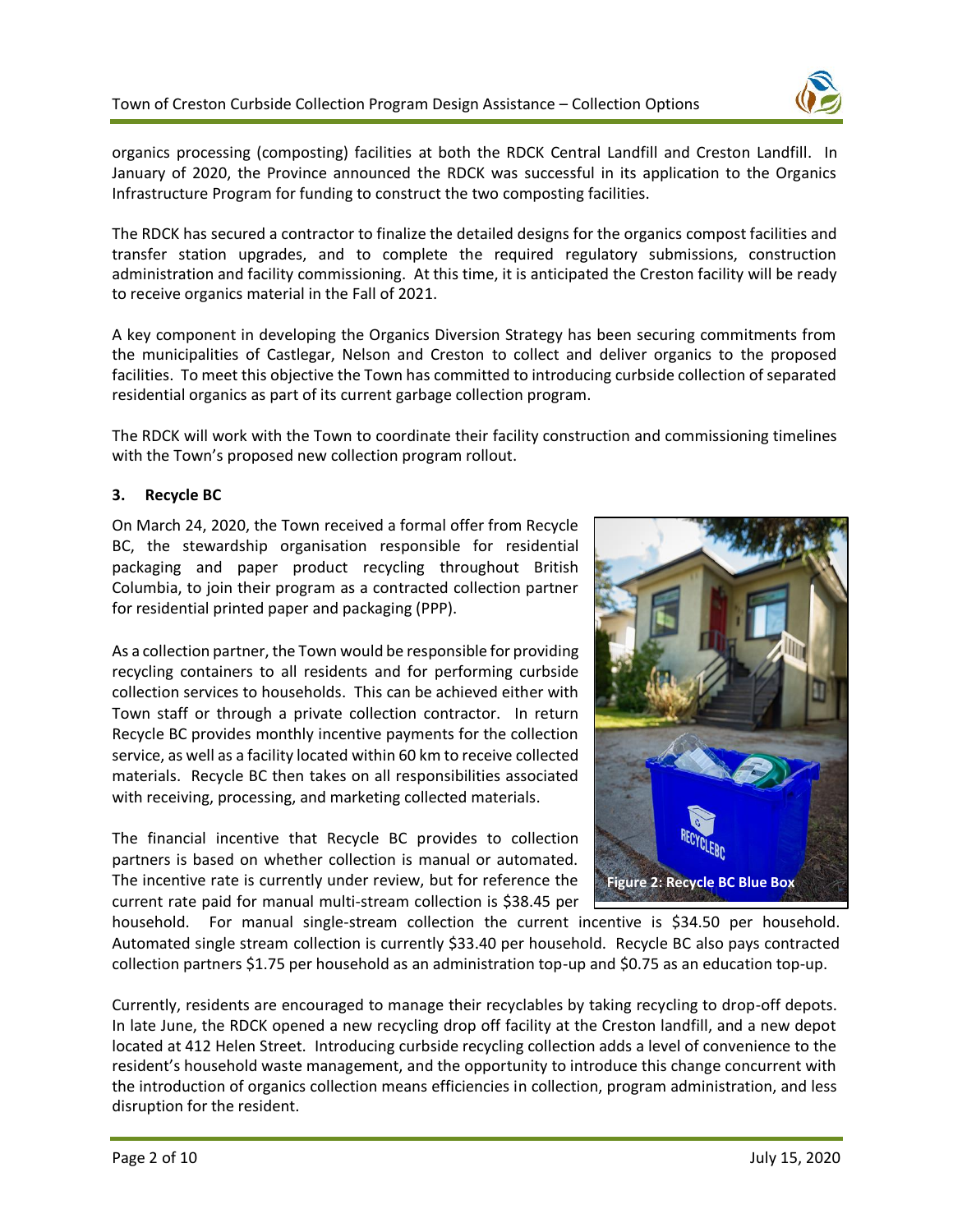organics processing (composting) facilities at both the RDCK Central Landfill and Creston Landfill. In January of 2020, the Province announced the RDCK was successful in its application to the Organics Infrastructure Program for funding to construct the two composting facilities.

The RDCK has secured a contractor to finalize the detailed designs for the organics compost facilities and transfer station upgrades, and to complete the required regulatory submissions, construction administration and facility commissioning. At this time, it is anticipated the Creston facility will be ready to receive organics material in the Fall of 2021.

A key component in developing the Organics Diversion Strategy has been securing commitments from the municipalities of Castlegar, Nelson and Creston to collect and deliver organics to the proposed facilities. To meet this objective the Town has committed to introducing curbside collection of separated residential organics as part of its current garbage collection program.

The RDCK will work with the Town to coordinate their facility construction and commissioning timelines with the Town's proposed new collection program rollout.

## 3. Recycle BC

On March 24, 2020, the Town received a formal offer from Recycle BC, the stewardship organisation responsible for residential packaging and paper product recycling throughout British Columbia, to join their program as a contracted collection partner for residential printed paper and packaging (PPP).

As a collection partner, the Town would be responsible for providing recycling containers to all residents and for performing curbside collection services to households. This can be achieved either with Town staff or through a private collection contractor. In return Recycle BC provides monthly incentive payments for the collection service, as well as a facility located within 60 km to receive collected materials. Recycle BC then takes on all responsibilities associated with receiving, processing, and marketing collected materials.

Figure 2: Recycle BC Blue Box

The financial incentive that Recycle BC provides to collection partners is based on whether collection is manual or automated. The incentive rate is currently under review, but for reference the current rate paid for manual multi-stream collection is $38.45 per household. For manual single-stream collection the current incentive is $34.50 per household. Automated single stream collection is currently $33.40 per household. Recycle BC also pays contracted collection partners $1.75 per household as an administration top-up and $0.75 as an education top-up.

Currently, residents are encouraged to manage their recyclables by taking recycling to drop-off depots. In late June, the RDCK opened a new recycling drop off facility at the Creston landfill, and a new depot located at 412 Helen Street. Introducing curbside recycling collection adds a level of convenience to the resident's household waste management, and the opportunity to introduce this change concurrent with the introduction of organics collection means efficiencies in collection, program administration, and less disruption for the resident.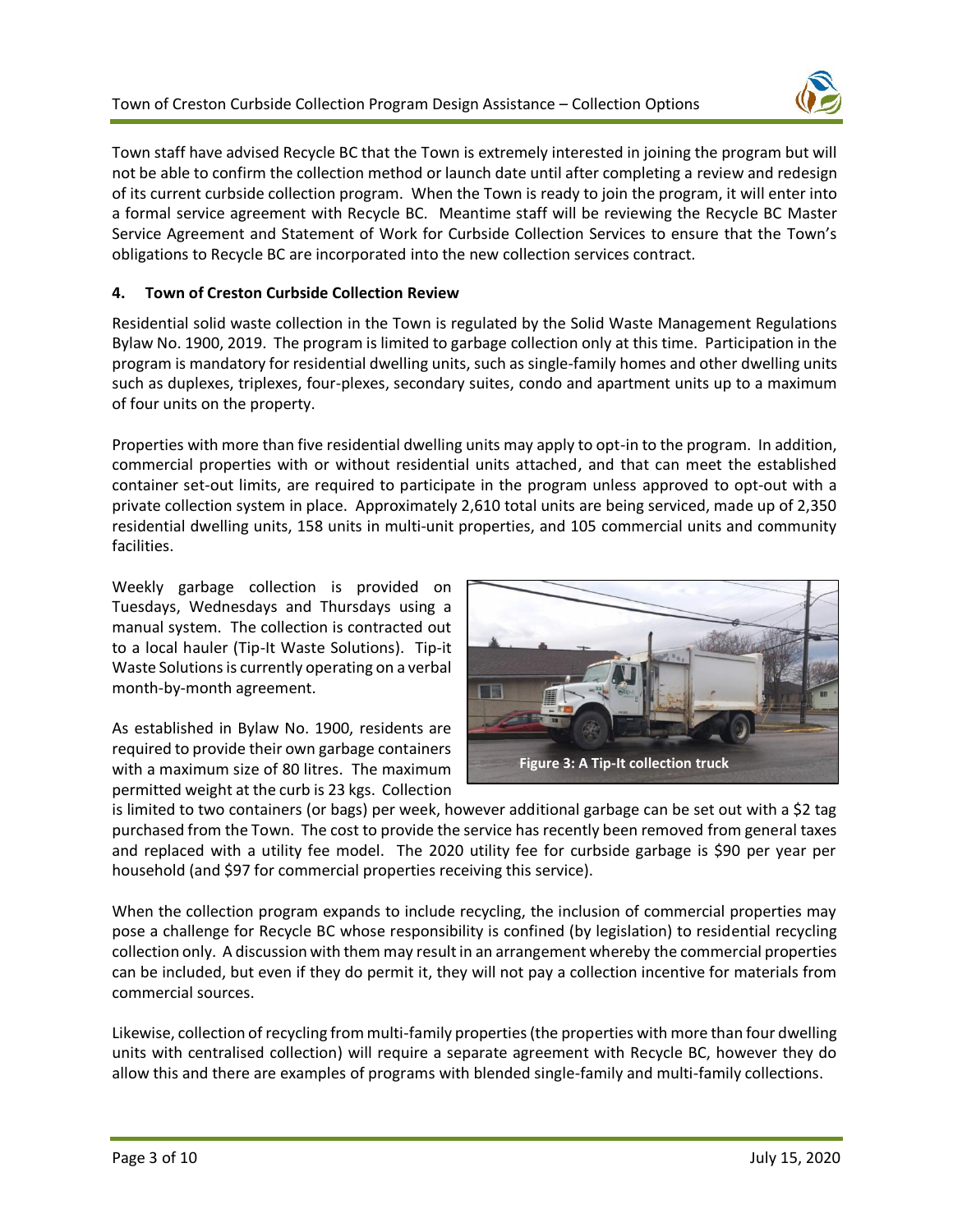Town staff have advised Recycle BC that the Town is extremely interested in joining the program but will not be able to confirm the collection method or launch date until after completing a review and redesign of its current curbside collection program. When the Town is ready to join the program, it will enter into a formal service agreement with Recycle BC. Meantime staff will be reviewing the Recycle BC Master Service Agreement and Statement of Work for Curbside Collection Services to ensure that the Town's obligations to Recycle BC are incorporated into the new collection services contract.

## 4. Town of Creston Curbside Collection Review

Residential solid waste collection in the Town is regulated by the Solid Waste Management Regulations Bylaw No. 1900, 2019. The program is limited to garbage collection only at this time. Participation in the program is mandatory for residential dwelling units, such as single-family homes and other dwelling units such as duplexes, triplexes, four-plexes, secondary suites, condo and apartment units up to a maximum of four units on the property.

Properties with more than five residential dwelling units may apply to opt-in to the program. In addition, commercial properties with or without residential units attached, and that can meet the established container set-out limits, are required to participate in the program unless approved to opt-out with a private collection system in place. Approximately 2,610 total units are being serviced, made up of 2,350 residential dwelling units, 158 units in multi-unit properties, and 105 commercial units and community facilities.

Weekly garbage collection is provided on Tuesdays, Wednesdays and Thursdays using a manual system. The collection is contracted out to a local hauler (Tip-It Waste Solutions). Tip-it Waste Solutions is currently operating on a verbal month-by-month agreement.

**Figure 3: A Tip-It collection truck**

As established in Bylaw No. 1900, residents are required to provide their own garbage containers with a maximum size of 80 litres. The maximum permitted weight at the curb is 23 kgs. Collection is limited to two containers (or bags) per week, however additional garbage can be set out with a $2 tag purchased from the Town. The cost to provide the service has recently been removed from general taxes and replaced with a utility fee model. The 2020 utility fee for curbside garbage is $90 per year per household (and $97 for commercial properties receiving this service).

When the collection program expands to include recycling, the inclusion of commercial properties may pose a challenge for Recycle BC whose responsibility is confined (by legislation) to residential recycling collection only. A discussion with them may result in an arrangement whereby the commercial properties can be included, but even if they do permit it, they will not pay a collection incentive for materials from commercial sources.

Likewise, collection of recycling from multi-family properties (the properties with more than four dwelling units with centralised collection) will require a separate agreement with Recycle BC, however they do allow this and there are examples of programs with blended single-family and multi-family collections.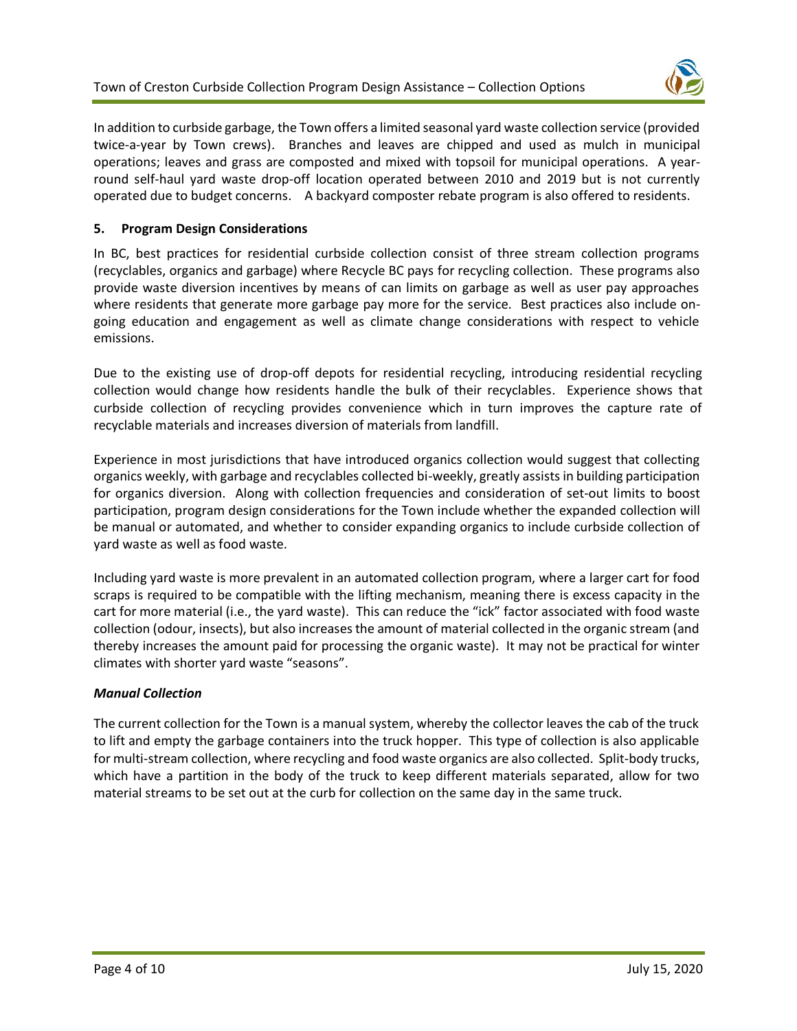In addition to curbside garbage, the Town offers a limited seasonal yard waste collection service (provided twice-a-year by Town crews). Branches and leaves are chipped and used as mulch in municipal operations; leaves and grass are composted and mixed with topsoil for municipal operations. A year-round self-haul yard waste drop-off location operated between 2010 and 2019 but is not currently operated due to budget concerns. A backyard composter rebate program is also offered to residents.

## 5. Program Design Considerations

In BC, best practices for residential curbside collection consist of three stream collection programs (recyclables, organics and garbage) where Recycle BC pays for recycling collection. These programs also provide waste diversion incentives by means of can limits on garbage as well as user pay approaches where residents that generate more garbage pay more for the service. Best practices also include on-going education and engagement as well as climate change considerations with respect to vehicle emissions.

Due to the existing use of drop-off depots for residential recycling, introducing residential recycling collection would change how residents handle the bulk of their recyclables. Experience shows that curbside collection of recycling provides convenience which in turn improves the capture rate of recyclable materials and increases diversion of materials from landfill.

Experience in most jurisdictions that have introduced organics collection would suggest that collecting organics weekly, with garbage and recyclables collected bi-weekly, greatly assists in building participation for organics diversion. Along with collection frequencies and consideration of set-out limits to boost participation, program design considerations for the Town include whether the expanded collection will be manual or automated, and whether to consider expanding organics to include curbside collection of yard waste as well as food waste.

Including yard waste is more prevalent in an automated collection program, where a larger cart for food scraps is required to be compatible with the lifting mechanism, meaning there is excess capacity in the cart for more material (i.e., the yard waste). This can reduce the "ick" factor associated with food waste collection (odour, insects), but also increases the amount of material collected in the organic stream (and thereby increases the amount paid for processing the organic waste). It may not be practical for winter climates with shorter yard waste "seasons".

### *Manual Collection*

The current collection for the Town is a manual system, whereby the collector leaves the cab of the truck to lift and empty the garbage containers into the truck hopper. This type of collection is also applicable for multi-stream collection, where recycling and food waste organics are also collected. Split-body trucks, which have a partition in the body of the truck to keep different materials separated, allow for two material streams to be set out at the curb for collection on the same day in the same truck.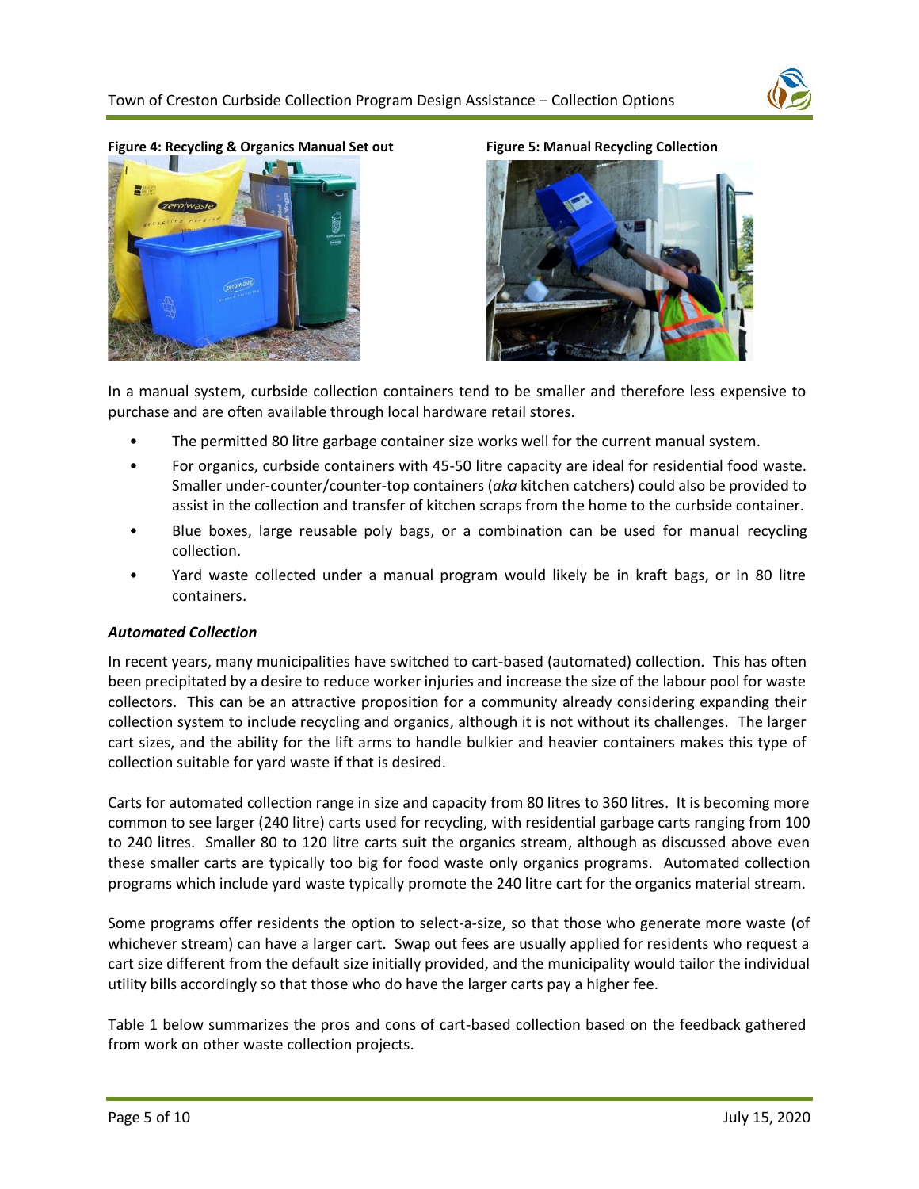**Figure 4: Recycling & Organics Manual Set out**

**Figure 5: Manual Recycling Collection**

In a manual system, curbside collection containers tend to be smaller and therefore less expensive to purchase and are often available through local hardware retail stores.

- The permitted 80 litre garbage container size works well for the current manual system.
- For organics, curbside containers with 45-50 litre capacity are ideal for residential food waste. Smaller under-counter/counter-top containers (*aka* kitchen catchers) could also be provided to assist in the collection and transfer of kitchen scraps from the home to the curbside container.
- Blue boxes, large reusable poly bags, or a combination can be used for manual recycling collection.
- Yard waste collected under a manual program would likely be in kraft bags, or in 80 litre containers.

***Automated Collection***

In recent years, many municipalities have switched to cart-based (automated) collection. This has often been precipitated by a desire to reduce worker injuries and increase the size of the labour pool for waste collectors. This can be an attractive proposition for a community already considering expanding their collection system to include recycling and organics, although it is not without its challenges. The larger cart sizes, and the ability for the lift arms to handle bulkier and heavier containers makes this type of collection suitable for yard waste if that is desired.

Carts for automated collection range in size and capacity from 80 litres to 360 litres. It is becoming more common to see larger (240 litre) carts used for recycling, with residential garbage carts ranging from 100 to 240 litres. Smaller 80 to 120 litre carts suit the organics stream, although as discussed above even these smaller carts are typically too big for food waste only organics programs. Automated collection programs which include yard waste typically promote the 240 litre cart for the organics material stream.

Some programs offer residents the option to select-a-size, so that those who generate more waste (of whichever stream) can have a larger cart. Swap out fees are usually applied for residents who request a cart size different from the default size initially provided, and the municipality would tailor the individual utility bills accordingly so that those who do have the larger carts pay a higher fee.

Table 1 below summarizes the pros and cons of cart-based collection based on the feedback gathered from work on other waste collection projects.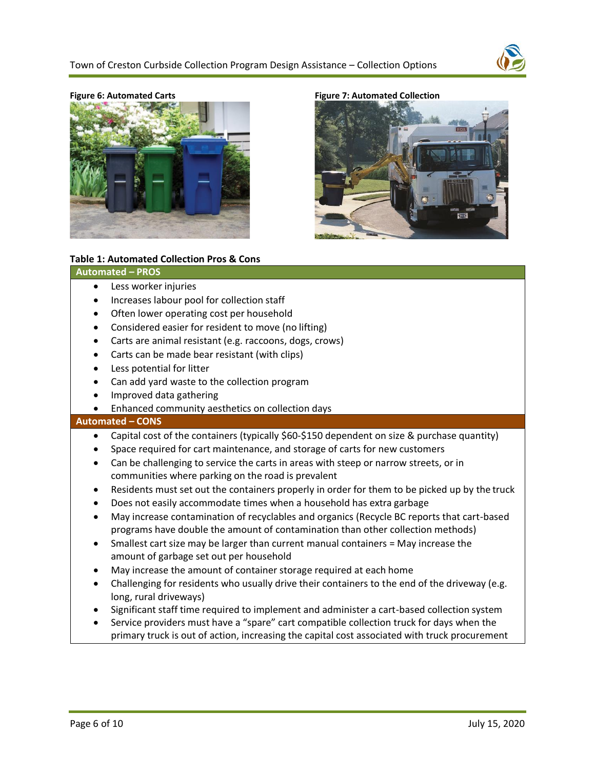**Figure 6: Automated Carts**

**Figure 7: Automated Collection**

**Table 1: Automated Collection Pros & Cons**

| Automated – PROS |
|---|
| • Less worker injuries<br>• Increases labour pool for collection staff<br>• Often lower operating cost per household<br>• Considered easier for resident to move (no lifting)<br>• Carts are animal resistant (e.g. raccoons, dogs, crows)<br>• Carts can be made bear resistant (with clips)<br>• Less potential for litter<br>• Can add yard waste to the collection program<br>• Improved data gathering<br>• Enhanced community aesthetics on collection days |
| **Automated – CONS** |
| • Capital cost of the containers (typically $60-$150 dependent on size & purchase quantity)<br>• Space required for cart maintenance, and storage of carts for new customers<br>• Can be challenging to service the carts in areas with steep or narrow streets, or in communities where parking on the road is prevalent<br>• Residents must set out the containers properly in order for them to be picked up by the truck<br>• Does not easily accommodate times when a household has extra garbage<br>• May increase contamination of recyclables and organics (Recycle BC reports that cart-based programs have double the amount of contamination than other collection methods)<br>• Smallest cart size may be larger than current manual containers = May increase the amount of garbage set out per household<br>• May increase the amount of container storage required at each home<br>• Challenging for residents who usually drive their containers to the end of the driveway (e.g. long, rural driveways)<br>• Significant staff time required to implement and administer a cart-based collection system<br>• Service providers must have a "spare" cart compatible collection truck for days when the primary truck is out of action, increasing the capital cost associated with truck procurement |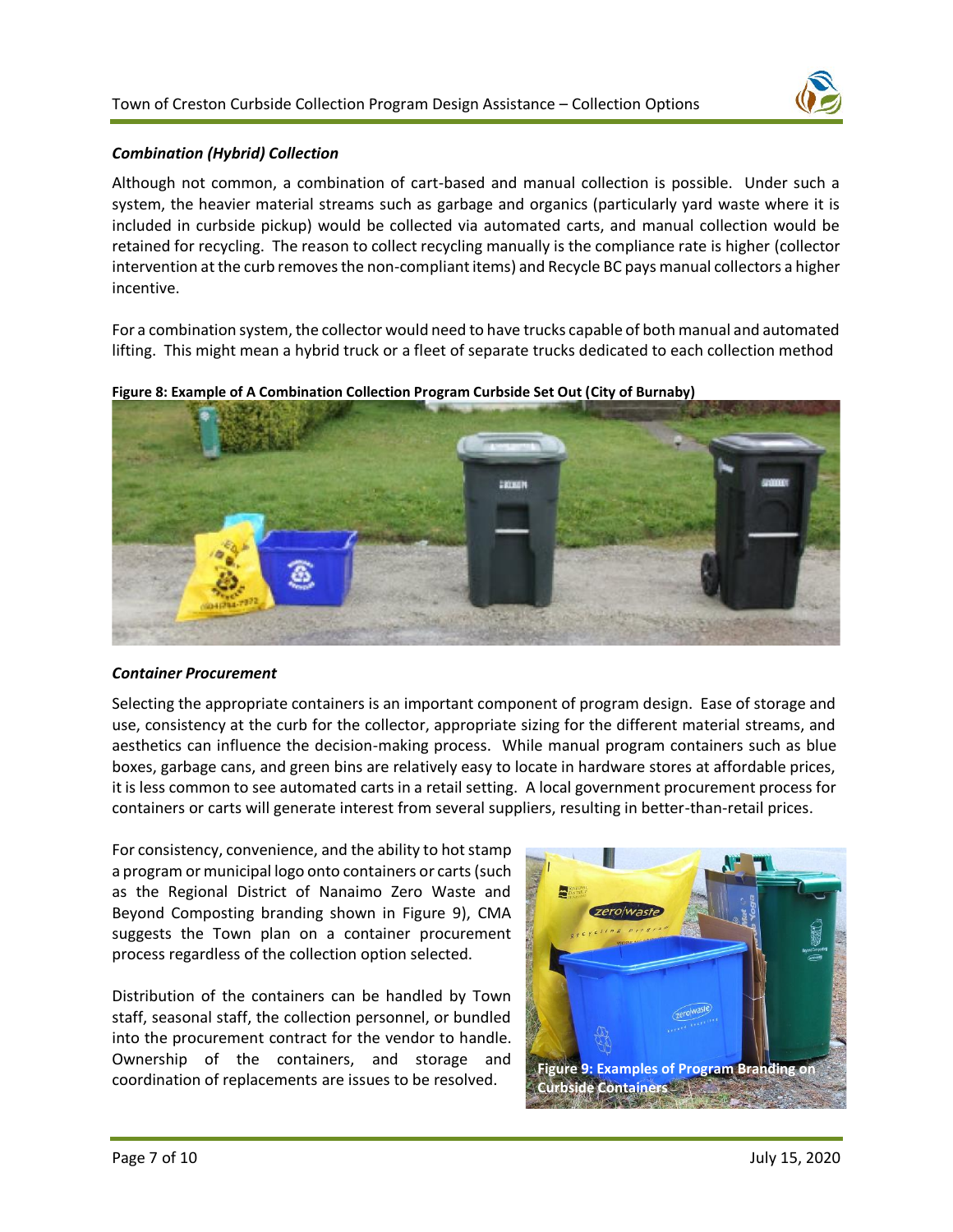### *Combination (Hybrid) Collection*

Although not common, a combination of cart-based and manual collection is possible. Under such a system, the heavier material streams such as garbage and organics (particularly yard waste where it is included in curbside pickup) would be collected via automated carts, and manual collection would be retained for recycling. The reason to collect recycling manually is the compliance rate is higher (collector intervention at the curb removes the non-compliant items) and Recycle BC pays manual collectors a higher incentive.

For a combination system, the collector would need to have trucks capable of both manual and automated lifting. This might mean a hybrid truck or a fleet of separate trucks dedicated to each collection method

**Figure 8: Example of A Combination Collection Program Curbside Set Out (City of Burnaby)**

### *Container Procurement*

Selecting the appropriate containers is an important component of program design. Ease of storage and use, consistency at the curb for the collector, appropriate sizing for the different material streams, and aesthetics can influence the decision-making process. While manual program containers such as blue boxes, garbage cans, and green bins are relatively easy to locate in hardware stores at affordable prices, it is less common to see automated carts in a retail setting. A local government procurement process for containers or carts will generate interest from several suppliers, resulting in better-than-retail prices.

For consistency, convenience, and the ability to hot stamp a program or municipal logo onto containers or carts (such as the Regional District of Nanaimo Zero Waste and Beyond Composting branding shown in Figure 9), CMA suggests the Town plan on a container procurement process regardless of the collection option selected.

Distribution of the containers can be handled by Town staff, seasonal staff, the collection personnel, or bundled into the procurement contract for the vendor to handle. Ownership of the containers, and storage and coordination of replacements are issues to be resolved.

**Figure 9: Examples of Program Branding on Curbside Containers**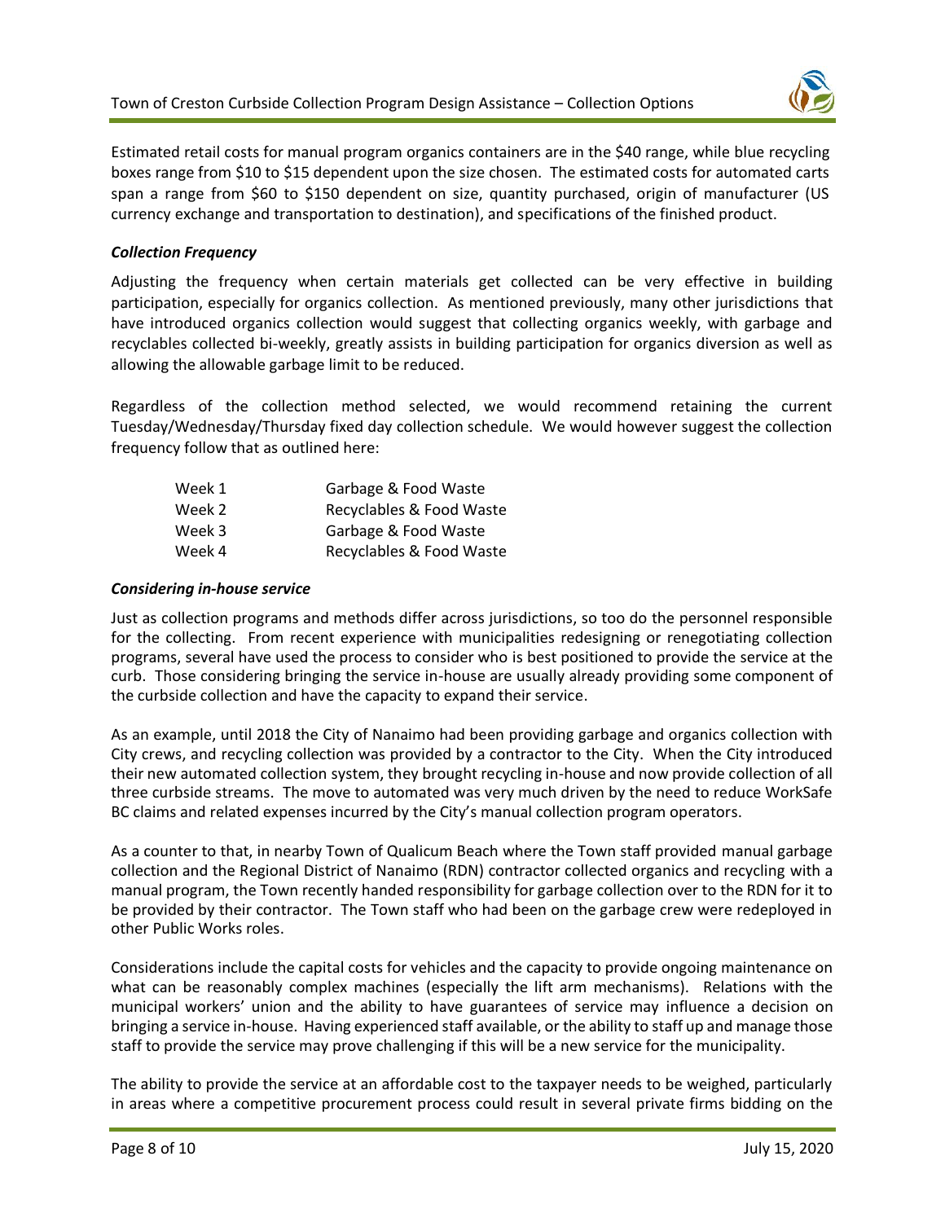Estimated retail costs for manual program organics containers are in the $40 range, while blue recycling boxes range from $10 to $15 dependent upon the size chosen. The estimated costs for automated carts span a range from $60 to $150 dependent on size, quantity purchased, origin of manufacturer (US currency exchange and transportation to destination), and specifications of the finished product.

### *Collection Frequency*

Adjusting the frequency when certain materials get collected can be very effective in building participation, especially for organics collection. As mentioned previously, many other jurisdictions that have introduced organics collection would suggest that collecting organics weekly, with garbage and recyclables collected bi-weekly, greatly assists in building participation for organics diversion as well as allowing the allowable garbage limit to be reduced.

Regardless of the collection method selected, we would recommend retaining the current Tuesday/Wednesday/Thursday fixed day collection schedule. We would however suggest the collection frequency follow that as outlined here:

| | |
|---|---|
| Week 1 | Garbage & Food Waste |
| Week 2 | Recyclables & Food Waste |
| Week 3 | Garbage & Food Waste |
| Week 4 | Recyclables & Food Waste |

### *Considering in-house service*

Just as collection programs and methods differ across jurisdictions, so too do the personnel responsible for the collecting. From recent experience with municipalities redesigning or renegotiating collection programs, several have used the process to consider who is best positioned to provide the service at the curb. Those considering bringing the service in-house are usually already providing some component of the curbside collection and have the capacity to expand their service.

As an example, until 2018 the City of Nanaimo had been providing garbage and organics collection with City crews, and recycling collection was provided by a contractor to the City. When the City introduced their new automated collection system, they brought recycling in-house and now provide collection of all three curbside streams. The move to automated was very much driven by the need to reduce WorkSafe BC claims and related expenses incurred by the City's manual collection program operators.

As a counter to that, in nearby Town of Qualicum Beach where the Town staff provided manual garbage collection and the Regional District of Nanaimo (RDN) contractor collected organics and recycling with a manual program, the Town recently handed responsibility for garbage collection over to the RDN for it to be provided by their contractor. The Town staff who had been on the garbage crew were redeployed in other Public Works roles.

Considerations include the capital costs for vehicles and the capacity to provide ongoing maintenance on what can be reasonably complex machines (especially the lift arm mechanisms). Relations with the municipal workers' union and the ability to have guarantees of service may influence a decision on bringing a service in-house. Having experienced staff available, or the ability to staff up and manage those staff to provide the service may prove challenging if this will be a new service for the municipality.

The ability to provide the service at an affordable cost to the taxpayer needs to be weighed, particularly in areas where a competitive procurement process could result in several private firms bidding on the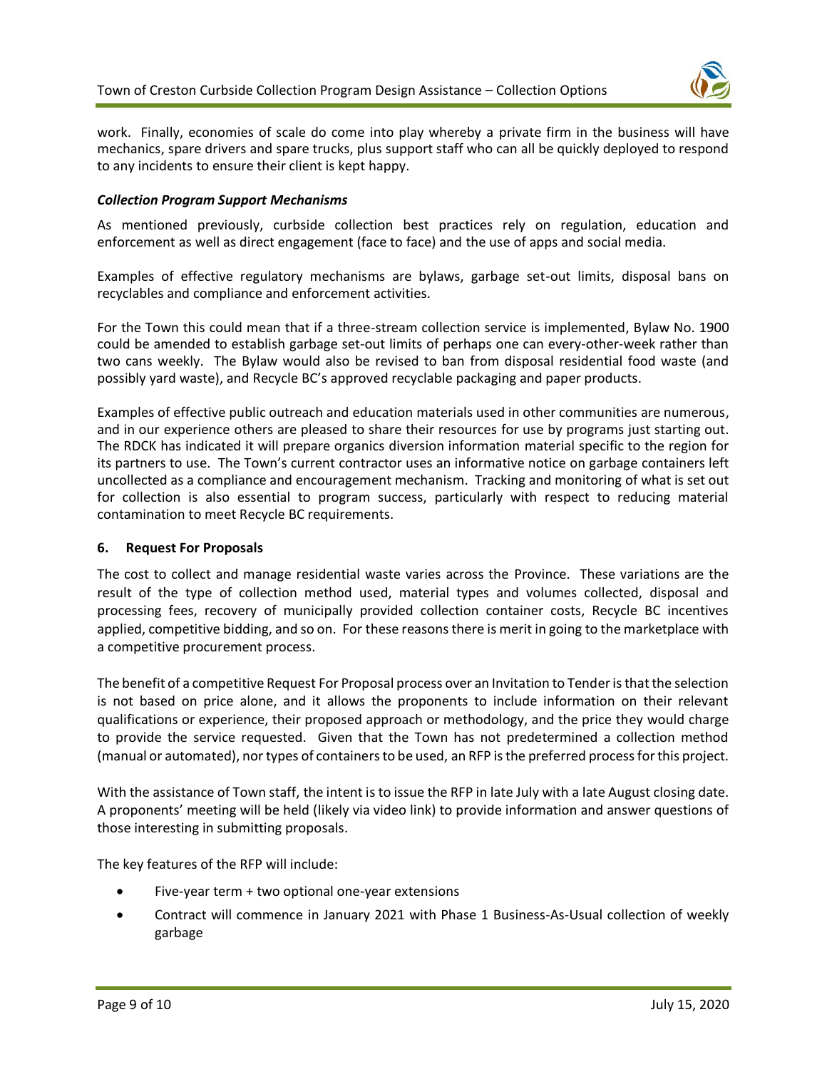work. Finally, economies of scale do come into play whereby a private firm in the business will have mechanics, spare drivers and spare trucks, plus support staff who can all be quickly deployed to respond to any incidents to ensure their client is kept happy.

***Collection Program Support Mechanisms***

As mentioned previously, curbside collection best practices rely on regulation, education and enforcement as well as direct engagement (face to face) and the use of apps and social media.

Examples of effective regulatory mechanisms are bylaws, garbage set-out limits, disposal bans on recyclables and compliance and enforcement activities.

For the Town this could mean that if a three-stream collection service is implemented, Bylaw No. 1900 could be amended to establish garbage set-out limits of perhaps one can every-other-week rather than two cans weekly. The Bylaw would also be revised to ban from disposal residential food waste (and possibly yard waste), and Recycle BC's approved recyclable packaging and paper products.

Examples of effective public outreach and education materials used in other communities are numerous, and in our experience others are pleased to share their resources for use by programs just starting out. The RDCK has indicated it will prepare organics diversion information material specific to the region for its partners to use. The Town's current contractor uses an informative notice on garbage containers left uncollected as a compliance and encouragement mechanism. Tracking and monitoring of what is set out for collection is also essential to program success, particularly with respect to reducing material contamination to meet Recycle BC requirements.

## 6. Request For Proposals

The cost to collect and manage residential waste varies across the Province. These variations are the result of the type of collection method used, material types and volumes collected, disposal and processing fees, recovery of municipally provided collection container costs, Recycle BC incentives applied, competitive bidding, and so on. For these reasons there is merit in going to the marketplace with a competitive procurement process.

The benefit of a competitive Request For Proposal process over an Invitation to Tender is that the selection is not based on price alone, and it allows the proponents to include information on their relevant qualifications or experience, their proposed approach or methodology, and the price they would charge to provide the service requested. Given that the Town has not predetermined a collection method (manual or automated), nor types of containers to be used, an RFP is the preferred process for this project.

With the assistance of Town staff, the intent is to issue the RFP in late July with a late August closing date. A proponents' meeting will be held (likely via video link) to provide information and answer questions of those interesting in submitting proposals.

The key features of the RFP will include:

- Five-year term + two optional one-year extensions
- Contract will commence in January 2021 with Phase 1 Business-As-Usual collection of weekly garbage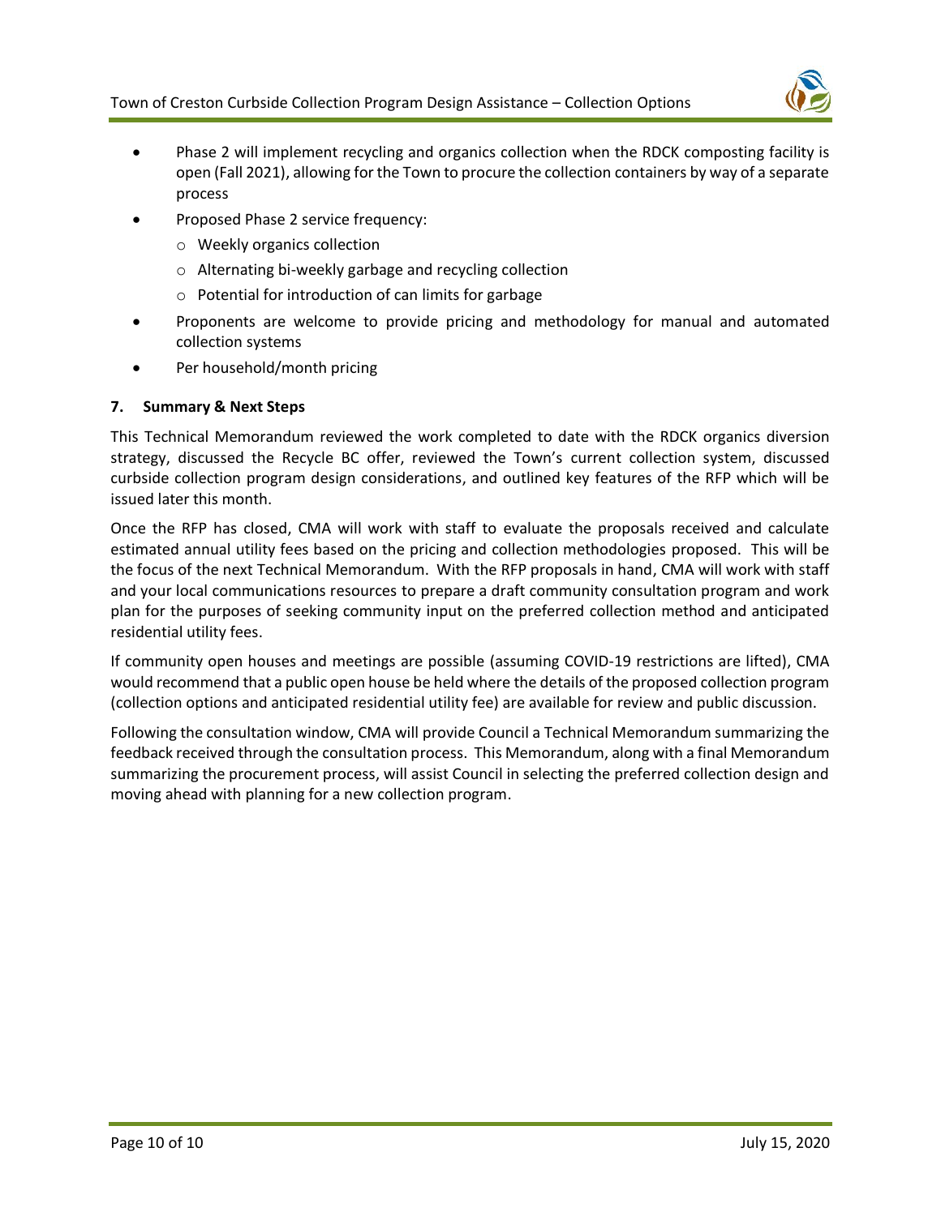- Phase 2 will implement recycling and organics collection when the RDCK composting facility is open (Fall 2021), allowing for the Town to procure the collection containers by way of a separate process
- Proposed Phase 2 service frequency:
  - Weekly organics collection
  - Alternating bi-weekly garbage and recycling collection
  - Potential for introduction of can limits for garbage
- Proponents are welcome to provide pricing and methodology for manual and automated collection systems
- Per household/month pricing

## 7. Summary & Next Steps

This Technical Memorandum reviewed the work completed to date with the RDCK organics diversion strategy, discussed the Recycle BC offer, reviewed the Town's current collection system, discussed curbside collection program design considerations, and outlined key features of the RFP which will be issued later this month.

Once the RFP has closed, CMA will work with staff to evaluate the proposals received and calculate estimated annual utility fees based on the pricing and collection methodologies proposed. This will be the focus of the next Technical Memorandum. With the RFP proposals in hand, CMA will work with staff and your local communications resources to prepare a draft community consultation program and work plan for the purposes of seeking community input on the preferred collection method and anticipated residential utility fees.

If community open houses and meetings are possible (assuming COVID-19 restrictions are lifted), CMA would recommend that a public open house be held where the details of the proposed collection program (collection options and anticipated residential utility fee) are available for review and public discussion.

Following the consultation window, CMA will provide Council a Technical Memorandum summarizing the feedback received through the consultation process. This Memorandum, along with a final Memorandum summarizing the procurement process, will assist Council in selecting the preferred collection design and moving ahead with planning for a new collection program.